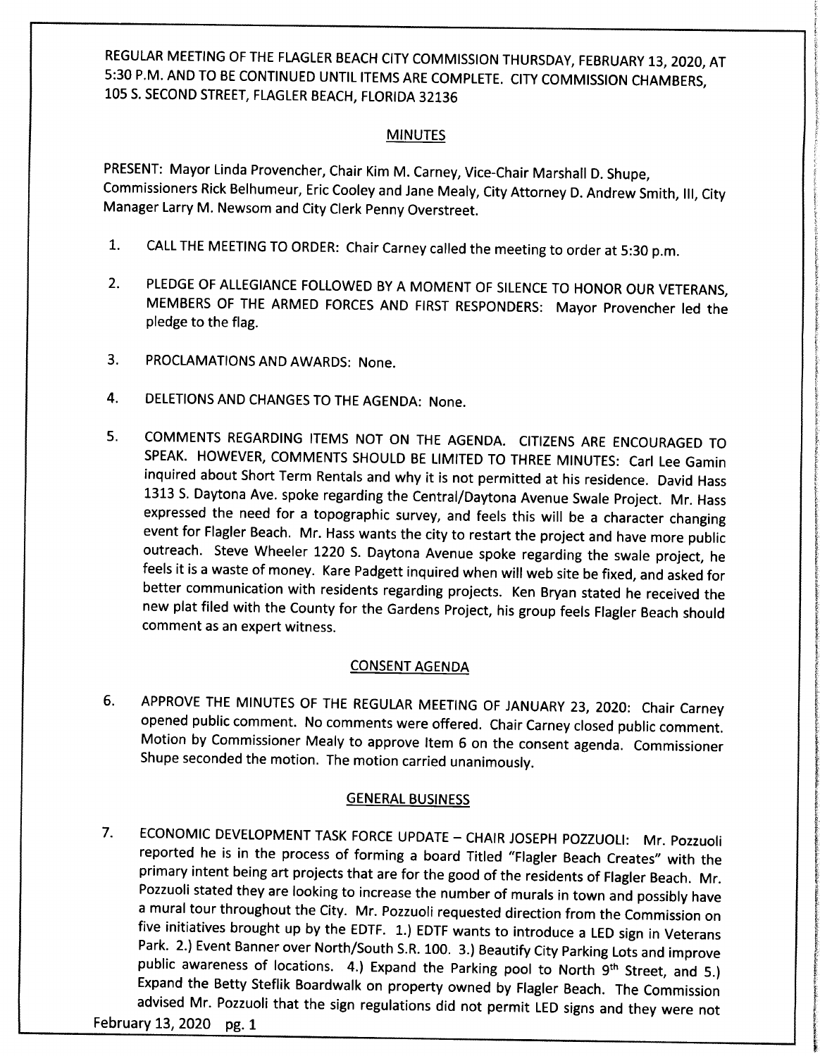REGULAR MEETING OF THE FLAGLER BEACH CITY COMMISSION THURSDAY, FEBRUARY 13, 2020, AT 5:30 P.M. AND TO BE CONTINUED UNTIL ITEMS ARE COMPLETE. CITY COMMISSION CHAMBERS, 105 S. SECOND STREET, FLAGLER BEACH, FLORIDA 32136

## MINUTES

PRESENT: Mayor Linda Provencher, Chair Kim M. Carney, Vice-Chair Marshall D. Shupe, Commissioners Rick Belhumeur, Eric Cooley and Jane Mealy, City Attorney D. Andrew Smith, III, City Manager Larry M. Newsom and City Clerk Penny Overstreet.

1. CALL THE MEETING TO ORDER: Chair Carney called the meeting to order at 5:30 p.m.

2. PLEDGE OF ALLEGIANCE FOLLOWED BY A MOMENT OF SILENCE TO HONOR OUR VETERANS, MEMBERS OF THE ARMED FORCES AND FIRST RESPONDERS: Mayor Provencher led the pledge to the flag.

3. PROCLAMATIONS AND AWARDS: None.

4. DELETIONS AND CHANGES TO THE AGENDA: None.

5. COMMENTS REGARDING ITEMS NOT ON THE AGENDA. CITIZENS ARE ENCOURAGED TO SPEAK. HOWEVER, COMMENTS SHOULD BE LIMITED TO THREE MINUTES: Carl Lee Gamin inquired about Short Term Rentals and why it is not permitted at his residence. David Hass 1313 S. Daytona Ave. spoke regarding the Central/Daytona Avenue Swale Project. Mr. Hass expressed the need for a topographic survey, and feels this will be a character changing event for Flagler Beach. Mr. Hass wants the city to restart the project and have more public outreach. Steve Wheeler 1220 S. Daytona Avenue spoke regarding the swale project, he feels it is a waste of money. Kare Padgett inquired when will web site be fixed, and asked for better communication with residents regarding projects. Ken Bryan stated he received the new plat filed with the County for the Gardens Project, his group feels Flagler Beach should comment as an expert witness.

## CONSENT AGENDA

6. APPROVE THE MINUTES OF THE REGULAR MEETING OF JANUARY 23, 2020: Chair Carney opened public comment. No comments were offered. Chair Carney closed public comment. Motion by Commissioner Mealy to approve Item 6 on the consent agenda. Commissioner Shupe seconded the motion. The motion carried unanimously.

## GENERAL BUSINESS

7. ECONOMIC DEVELOPMENT TASK FORCE UPDATE – CHAIR JOSEPH POZZUOLI: Mr. Pozzuoli reported he is in the process of forming a board Titled "Flagler Beach Creates" with the primary intent being art projects that are for the good of the residents of Flagler Beach. Mr. Pozzuoli stated they are looking to increase the number of murals in town and possibly have a mural tour throughout the City. Mr. Pozzuoli requested direction from the Commission on five initiatives brought up by the EDTF. 1.) EDTF wants to introduce a LED sign in Veterans Park. 2.) Event Banner over North/South S.R. 100. 3.) Beautify City Parking Lots and improve public awareness of locations. 4.) Expand the Parking pool to North 9th Street, and 5.) Expand the Betty Steflik Boardwalk on property owned by Flagler Beach. The Commission advised Mr. Pozzuoli that the sign regulations did not permit LED signs and they were not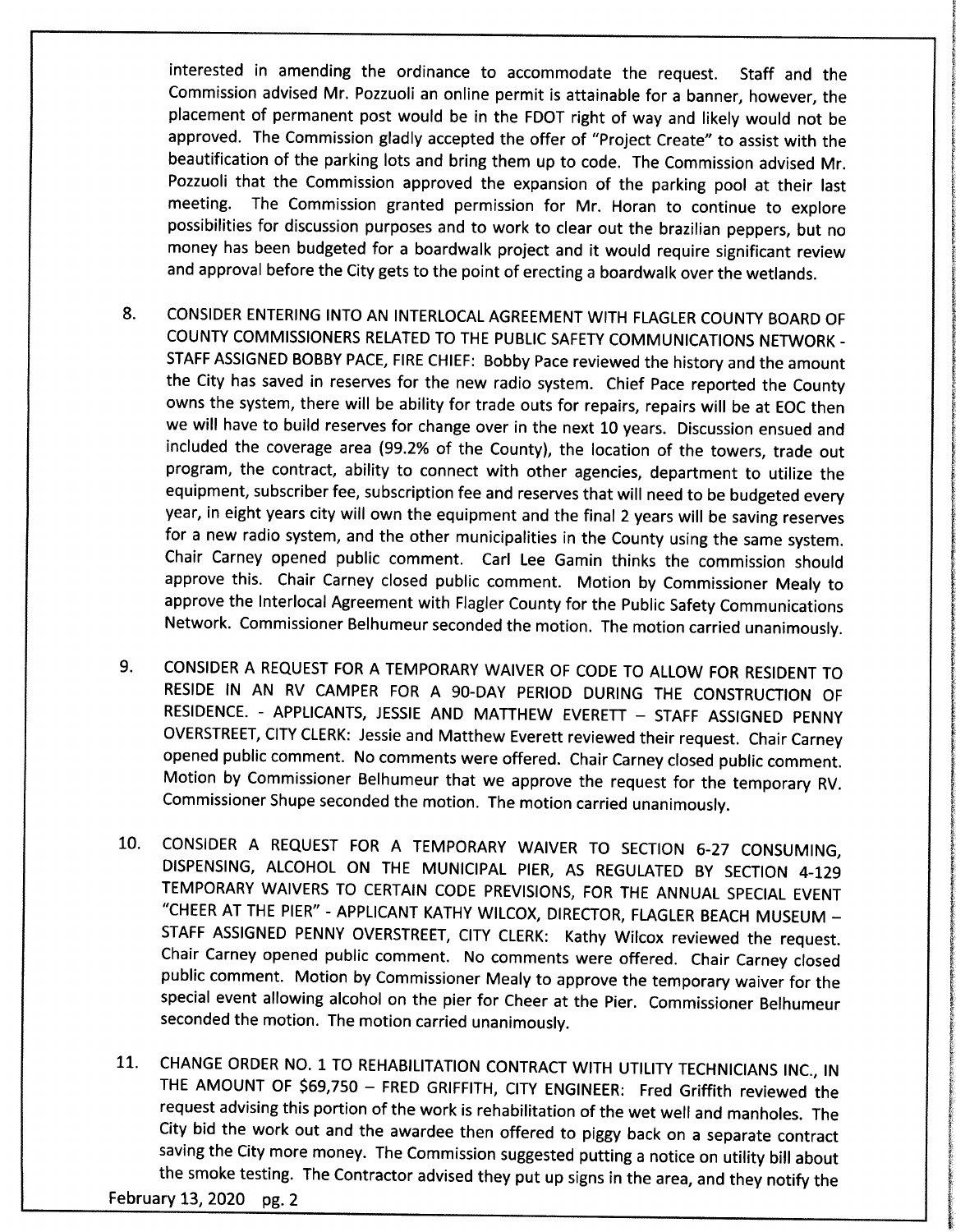interested in amending the ordinance to accommodate the request. Staff and the Commission advised Mr. Pozzuoli an online permit is attainable for a banner, however, the placement of permanent post would be in the FDOT right of way and likely would not be approved. The Commission gladly accepted the offer of "Project Create" to assist with the beautification of the parking lots and bring them up to code. The Commission advised Mr. Pozzuoli that the Commission approved the expansion of the parking pool at their last meeting. The Commission granted permission for Mr. Horan to continue to explore possibilities for discussion purposes and to work to clear out the brazilian peppers, but no money has been budgeted for a boardwalk project and it would require significant review and approval before the City gets to the point of erecting a boardwalk over the wetlands.

8. CONSIDER ENTERING INTO AN INTERLOCAL AGREEMENT WITH FLAGLER COUNTY BOARD OF COUNTY COMMISSIONERS RELATED TO THE PUBLIC SAFETY COMMUNICATIONS NETWORK - STAFF ASSIGNED BOBBY PACE, FIRE CHIEF: Bobby Pace reviewed the history and the amount the City has saved in reserves for the new radio system. Chief Pace reported the County owns the system, there will be ability for trade outs for repairs, repairs will be at EOC then we will have to build reserves for change over in the next 10 years. Discussion ensued and included the coverage area (99.2% of the County), the location of the towers, trade out program, the contract, ability to connect with other agencies, department to utilize the equipment, subscriber fee, subscription fee and reserves that will need to be budgeted every year, in eight years city will own the equipment and the final 2 years will be saving reserves for a new radio system, and the other municipalities in the County using the same system. Chair Carney opened public comment. Carl Lee Gamin thinks the commission should approve this. Chair Carney closed public comment. Motion by Commissioner Mealy to approve the Interlocal Agreement with Flagler County for the Public Safety Communications Network. Commissioner Belhumeur seconded the motion. The motion carried unanimously.

9. CONSIDER A REQUEST FOR A TEMPORARY WAIVER OF CODE TO ALLOW FOR RESIDENT TO RESIDE IN AN RV CAMPER FOR A 90-DAY PERIOD DURING THE CONSTRUCTION OF RESIDENCE. - APPLICANTS, JESSIE AND MATTHEW EVERETT – STAFF ASSIGNED PENNY OVERSTREET, CITY CLERK: Jessie and Matthew Everett reviewed their request. Chair Carney opened public comment. No comments were offered. Chair Carney closed public comment. Motion by Commissioner Belhumeur that we approve the request for the temporary RV. Commissioner Shupe seconded the motion. The motion carried unanimously.

10. CONSIDER A REQUEST FOR A TEMPORARY WAIVER TO SECTION 6-27 CONSUMING, DISPENSING, ALCOHOL ON THE MUNICIPAL PIER, AS REGULATED BY SECTION 4-129 TEMPORARY WAIVERS TO CERTAIN CODE PREVISIONS, FOR THE ANNUAL SPECIAL EVENT "CHEER AT THE PIER" - APPLICANT KATHY WILCOX, DIRECTOR, FLAGLER BEACH MUSEUM – STAFF ASSIGNED PENNY OVERSTREET, CITY CLERK: Kathy Wilcox reviewed the request. Chair Carney opened public comment. No comments were offered. Chair Carney closed public comment. Motion by Commissioner Mealy to approve the temporary waiver for the special event allowing alcohol on the pier for Cheer at the Pier. Commissioner Belhumeur seconded the motion. The motion carried unanimously.

11. CHANGE ORDER NO. 1 TO REHABILITATION CONTRACT WITH UTILITY TECHNICIANS INC., IN THE AMOUNT OF $69,750 – FRED GRIFFITH, CITY ENGINEER: Fred Griffith reviewed the request advising this portion of the work is rehabilitation of the wet well and manholes. The City bid the work out and the awardee then offered to piggy back on a separate contract saving the City more money. The Commission suggested putting a notice on utility bill about the smoke testing. The Contractor advised they put up signs in the area, and they notify the

February 13, 2020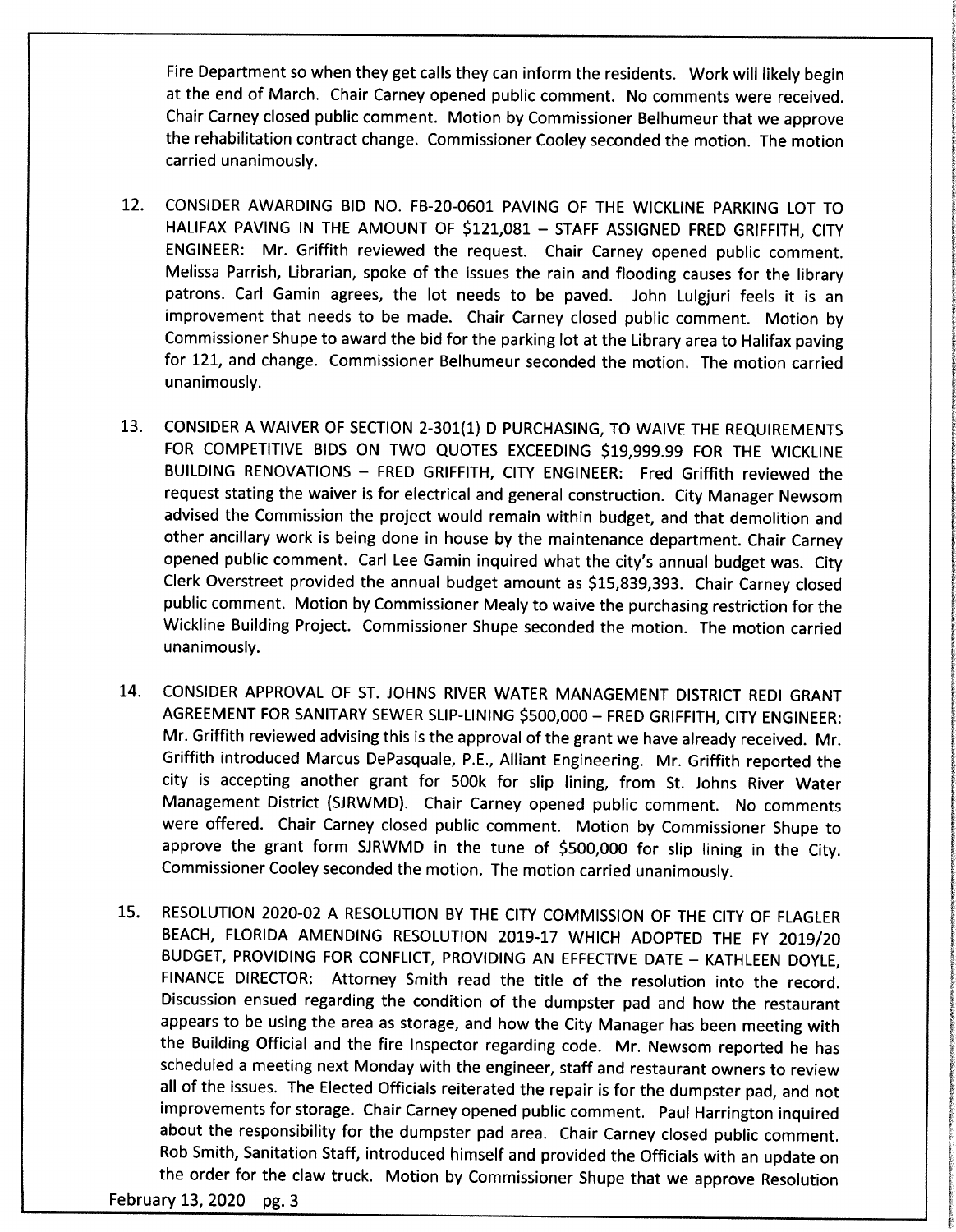Fire Department so when they get calls they can inform the residents. Work will likely begin at the end of March. Chair Carney opened public comment. No comments were received. Chair Carney closed public comment. Motion by Commissioner Belhumeur that we approve the rehabilitation contract change. Commissioner Cooley seconded the motion. The motion carried unanimously.

12. CONSIDER AWARDING BID NO. FB-20-0601 PAVING OF THE WICKLINE PARKING LOT TO HALIFAX PAVING IN THE AMOUNT OF $121,081 – STAFF ASSIGNED FRED GRIFFITH, CITY ENGINEER: Mr. Griffith reviewed the request. Chair Carney opened public comment. Melissa Parrish, Librarian, spoke of the issues the rain and flooding causes for the library patrons. Carl Gamin agrees, the lot needs to be paved. John Lulgjuri feels it is an improvement that needs to be made. Chair Carney closed public comment. Motion by Commissioner Shupe to award the bid for the parking lot at the Library area to Halifax paving for 121, and change. Commissioner Belhumeur seconded the motion. The motion carried unanimously.

13. CONSIDER A WAIVER OF SECTION 2-301(1) D PURCHASING, TO WAIVE THE REQUIREMENTS FOR COMPETITIVE BIDS ON TWO QUOTES EXCEEDING $19,999.99 FOR THE WICKLINE BUILDING RENOVATIONS – FRED GRIFFITH, CITY ENGINEER: Fred Griffith reviewed the request stating the waiver is for electrical and general construction. City Manager Newsom advised the Commission the project would remain within budget, and that demolition and other ancillary work is being done in house by the maintenance department. Chair Carney opened public comment. Carl Lee Gamin inquired what the city's annual budget was. City Clerk Overstreet provided the annual budget amount as $15,839,393. Chair Carney closed public comment. Motion by Commissioner Mealy to waive the purchasing restriction for the Wickline Building Project. Commissioner Shupe seconded the motion. The motion carried unanimously.

14. CONSIDER APPROVAL OF ST. JOHNS RIVER WATER MANAGEMENT DISTRICT REDI GRANT AGREEMENT FOR SANITARY SEWER SLIP-LINING $500,000 – FRED GRIFFITH, CITY ENGINEER: Mr. Griffith reviewed advising this is the approval of the grant we have already received. Mr. Griffith introduced Marcus DePasquale, P.E., Alliant Engineering. Mr. Griffith reported the city is accepting another grant for 500k for slip lining, from St. Johns River Water Management District (SJRWMD). Chair Carney opened public comment. No comments were offered. Chair Carney closed public comment. Motion by Commissioner Shupe to approve the grant form SJRWMD in the tune of $500,000 for slip lining in the City. Commissioner Cooley seconded the motion. The motion carried unanimously.

15. RESOLUTION 2020-02 A RESOLUTION BY THE CITY COMMISSION OF THE CITY OF FLAGLER BEACH, FLORIDA AMENDING RESOLUTION 2019-17 WHICH ADOPTED THE FY 2019/20 BUDGET, PROVIDING FOR CONFLICT, PROVIDING AN EFFECTIVE DATE – KATHLEEN DOYLE, FINANCE DIRECTOR: Attorney Smith read the title of the resolution into the record. Discussion ensued regarding the condition of the dumpster pad and how the restaurant appears to be using the area as storage, and how the City Manager has been meeting with the Building Official and the fire Inspector regarding code. Mr. Newsom reported he has scheduled a meeting next Monday with the engineer, staff and restaurant owners to review all of the issues. The Elected Officials reiterated the repair is for the dumpster pad, and not improvements for storage. Chair Carney opened public comment. Paul Harrington inquired about the responsibility for the dumpster pad area. Chair Carney closed public comment. Rob Smith, Sanitation Staff, introduced himself and provided the Officials with an update on the order for the claw truck. Motion by Commissioner Shupe that we approve Resolution

February 13, 2020 pg. 3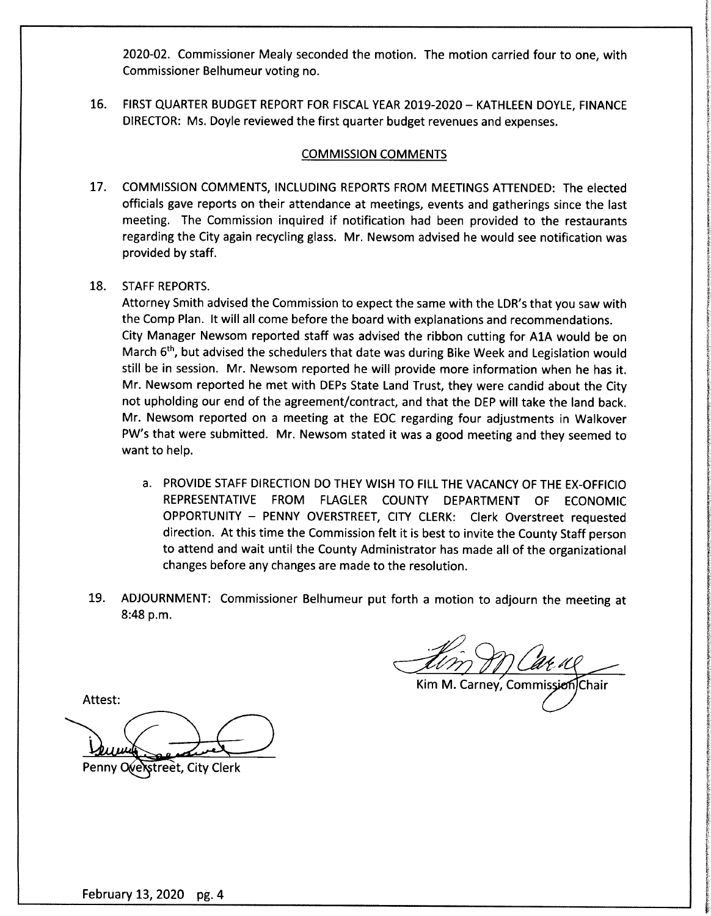2020-02. Commissioner Mealy seconded the motion. The motion carried four to one, with Commissioner Belhumeur voting no.

16. FIRST QUARTER BUDGET REPORT FOR FISCAL YEAR 2019-2020 – KATHLEEN DOYLE, FINANCE DIRECTOR: Ms. Doyle reviewed the first quarter budget revenues and expenses.

## COMMISSION COMMENTS

17. COMMISSION COMMENTS, INCLUDING REPORTS FROM MEETINGS ATTENDED: The elected officials gave reports on their attendance at meetings, events and gatherings since the last meeting. The Commission inquired if notification had been provided to the restaurants regarding the City again recycling glass. Mr. Newsom advised he would see notification was provided by staff.

18. STAFF REPORTS.
    Attorney Smith advised the Commission to expect the same with the LDR's that you saw with the Comp Plan. It will all come before the board with explanations and recommendations.
    City Manager Newsom reported staff was advised the ribbon cutting for A1A would be on March 6th, but advised the schedulers that date was during Bike Week and Legislation would still be in session. Mr. Newsom reported he will provide more information when he has it. Mr. Newsom reported he met with DEPs State Land Trust, they were candid about the City not upholding our end of the agreement/contract, and that the DEP will take the land back. Mr. Newsom reported on a meeting at the EOC regarding four adjustments in Walkover PW's that were submitted. Mr. Newsom stated it was a good meeting and they seemed to want to help.

    a. PROVIDE STAFF DIRECTION DO THEY WISH TO FILL THE VACANCY OF THE EX-OFFICIO REPRESENTATIVE FROM FLAGLER COUNTY DEPARTMENT OF ECONOMIC OPPORTUNITY – PENNY OVERSTREET, CITY CLERK: Clerk Overstreet requested direction. At this time the Commission felt it is best to invite the County Staff person to attend and wait until the County Administrator has made all of the organizational changes before any changes are made to the resolution.

19. ADJOURNMENT: Commissioner Belhumeur put forth a motion to adjourn the meeting at 8:48 p.m.

Kim M. Carney, Commission Chair

Attest:

Penny Overstreet, City Clerk

February 13, 2020